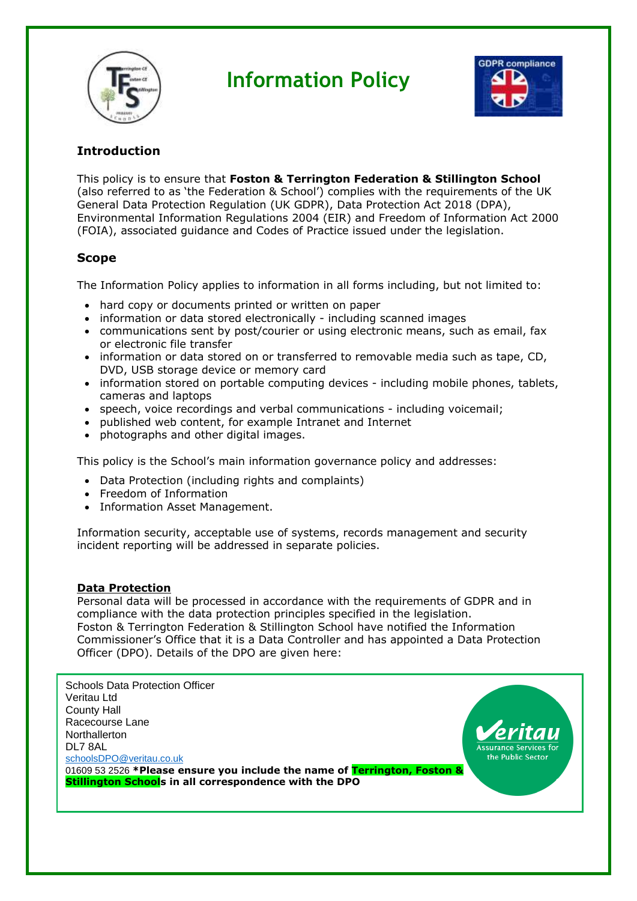# Information Policy

## Introduction

This policy is to ensure that **Foston & Terrington Federation & Stillington School** (also referred to as 'the Federation & School') complies with the requirements of the UK General Data Protection Regulation (UK GDPR), Data Protection Act 2018 (DPA), Environmental Information Regulations 2004 (EIR) and Freedom of Information Act 2000 (FOIA), associated guidance and Codes of Practice issued under the legislation.

## Scope

The Information Policy applies to information in all forms including, but not limited to:

- hard copy or documents printed or written on paper
- information or data stored electronically - including scanned images
- communications sent by post/courier or using electronic means, such as email, fax or electronic file transfer
- information or data stored on or transferred to removable media such as tape, CD, DVD, USB storage device or memory card
- information stored on portable computing devices - including mobile phones, tablets, cameras and laptops
- speech, voice recordings and verbal communications - including voicemail;
- published web content, for example Intranet and Internet
- photographs and other digital images.

This policy is the School's main information governance policy and addresses:

- Data Protection (including rights and complaints)
- Freedom of Information
- Information Asset Management.

Information security, acceptable use of systems, records management and security incident reporting will be addressed in separate policies.

### Data Protection

Personal data will be processed in accordance with the requirements of GDPR and in compliance with the data protection principles specified in the legislation.
Foston & Terrington Federation & Stillington School have notified the Information Commissioner's Office that it is a Data Controller and has appointed a Data Protection Officer (DPO). Details of the DPO are given here:

Schools Data Protection Officer
Veritau Ltd
County Hall
Racecourse Lane
Northallerton
DL7 8AL
schoolsDPO@veritau.co.uk
01609 53 2526 ***Please ensure you include the name of Terrington, Foston & Stillington Schools in all correspondence with the DPO**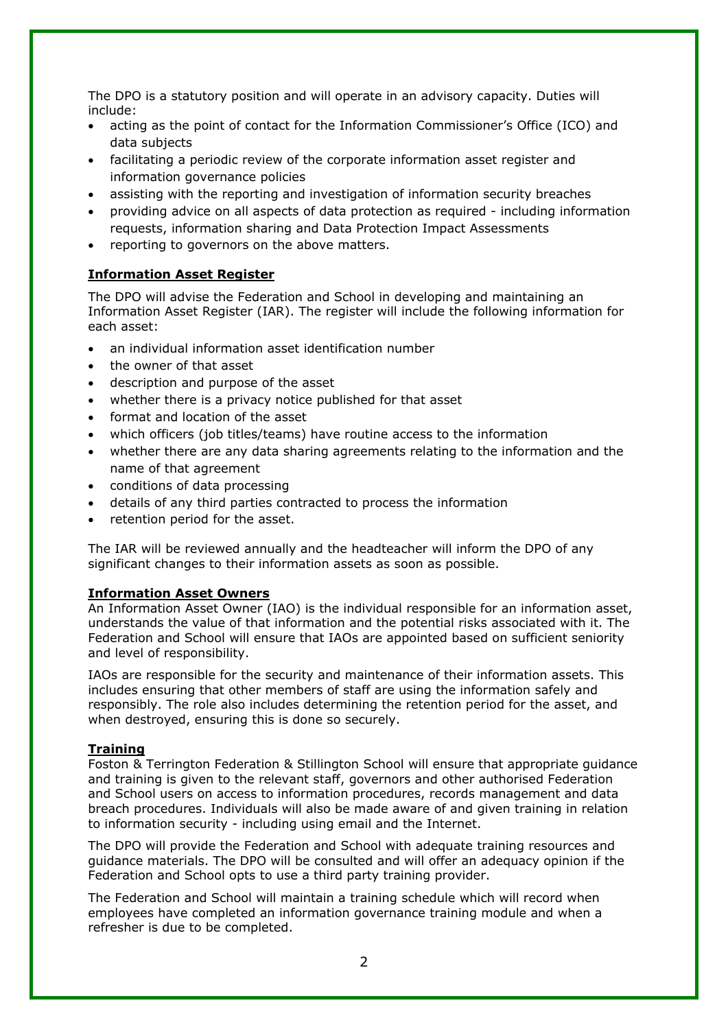The DPO is a statutory position and will operate in an advisory capacity. Duties will include:

- acting as the point of contact for the Information Commissioner's Office (ICO) and data subjects
- facilitating a periodic review of the corporate information asset register and information governance policies
- assisting with the reporting and investigation of information security breaches
- providing advice on all aspects of data protection as required - including information requests, information sharing and Data Protection Impact Assessments
- reporting to governors on the above matters.

**Information Asset Register**

The DPO will advise the Federation and School in developing and maintaining an Information Asset Register (IAR). The register will include the following information for each asset:

- an individual information asset identification number
- the owner of that asset
- description and purpose of the asset
- whether there is a privacy notice published for that asset
- format and location of the asset
- which officers (job titles/teams) have routine access to the information
- whether there are any data sharing agreements relating to the information and the name of that agreement
- conditions of data processing
- details of any third parties contracted to process the information
- retention period for the asset.

The IAR will be reviewed annually and the headteacher will inform the DPO of any significant changes to their information assets as soon as possible.

**Information Asset Owners**

An Information Asset Owner (IAO) is the individual responsible for an information asset, understands the value of that information and the potential risks associated with it. The Federation and School will ensure that IAOs are appointed based on sufficient seniority and level of responsibility.

IAOs are responsible for the security and maintenance of their information assets. This includes ensuring that other members of staff are using the information safely and responsibly. The role also includes determining the retention period for the asset, and when destroyed, ensuring this is done so securely.

**Training**

Foston & Terrington Federation & Stillington School will ensure that appropriate guidance and training is given to the relevant staff, governors and other authorised Federation and School users on access to information procedures, records management and data breach procedures. Individuals will also be made aware of and given training in relation to information security - including using email and the Internet.

The DPO will provide the Federation and School with adequate training resources and guidance materials. The DPO will be consulted and will offer an adequacy opinion if the Federation and School opts to use a third party training provider.

The Federation and School will maintain a training schedule which will record when employees have completed an information governance training module and when a refresher is due to be completed.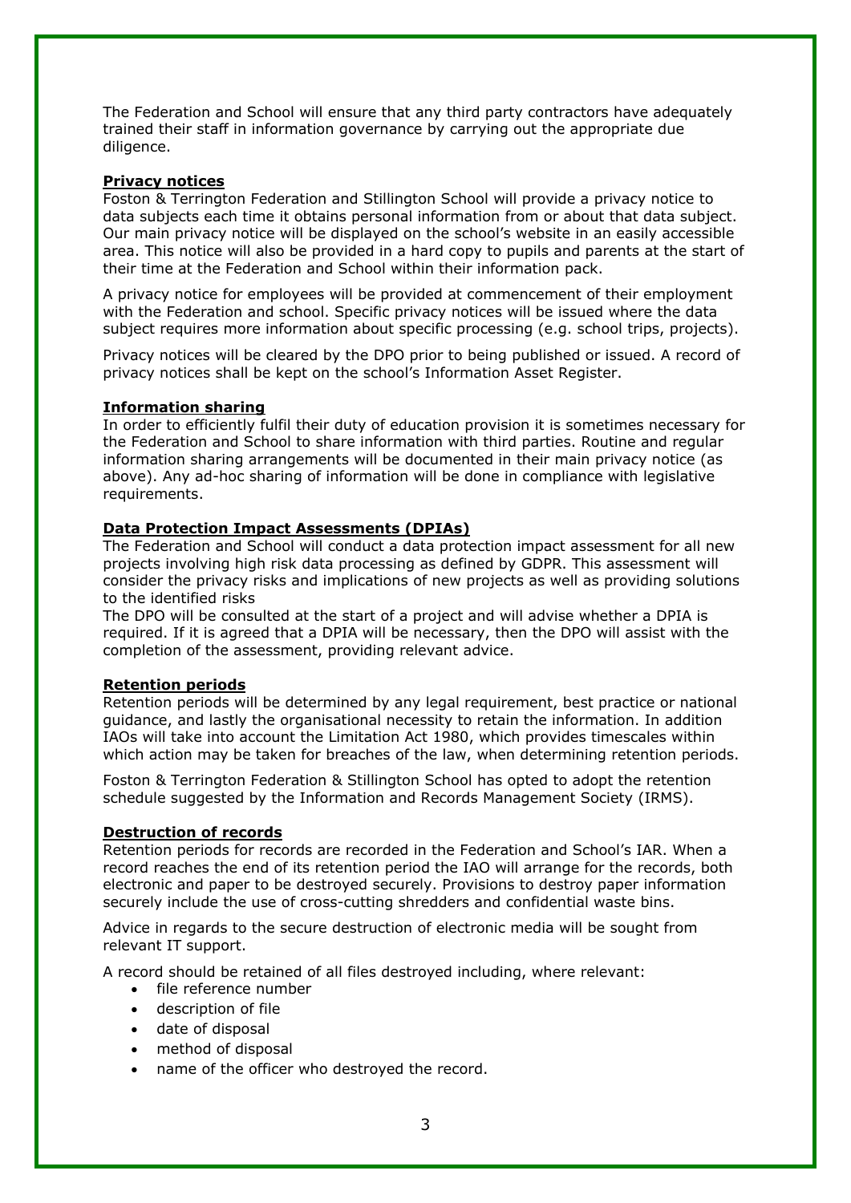The Federation and School will ensure that any third party contractors have adequately trained their staff in information governance by carrying out the appropriate due diligence.

**Privacy notices**

Foston & Terrington Federation and Stillington School will provide a privacy notice to data subjects each time it obtains personal information from or about that data subject. Our main privacy notice will be displayed on the school's website in an easily accessible area. This notice will also be provided in a hard copy to pupils and parents at the start of their time at the Federation and School within their information pack.

A privacy notice for employees will be provided at commencement of their employment with the Federation and school. Specific privacy notices will be issued where the data subject requires more information about specific processing (e.g. school trips, projects).

Privacy notices will be cleared by the DPO prior to being published or issued. A record of privacy notices shall be kept on the school's Information Asset Register.

**Information sharing**

In order to efficiently fulfil their duty of education provision it is sometimes necessary for the Federation and School to share information with third parties. Routine and regular information sharing arrangements will be documented in their main privacy notice (as above). Any ad-hoc sharing of information will be done in compliance with legislative requirements.

**Data Protection Impact Assessments (DPIAs)**

The Federation and School will conduct a data protection impact assessment for all new projects involving high risk data processing as defined by GDPR. This assessment will consider the privacy risks and implications of new projects as well as providing solutions to the identified risks

The DPO will be consulted at the start of a project and will advise whether a DPIA is required. If it is agreed that a DPIA will be necessary, then the DPO will assist with the completion of the assessment, providing relevant advice.

**Retention periods**

Retention periods will be determined by any legal requirement, best practice or national guidance, and lastly the organisational necessity to retain the information. In addition IAOs will take into account the Limitation Act 1980, which provides timescales within which action may be taken for breaches of the law, when determining retention periods.

Foston & Terrington Federation & Stillington School has opted to adopt the retention schedule suggested by the Information and Records Management Society (IRMS).

**Destruction of records**

Retention periods for records are recorded in the Federation and School's IAR. When a record reaches the end of its retention period the IAO will arrange for the records, both electronic and paper to be destroyed securely. Provisions to destroy paper information securely include the use of cross-cutting shredders and confidential waste bins.

Advice in regards to the secure destruction of electronic media will be sought from relevant IT support.

A record should be retained of all files destroyed including, where relevant:

- file reference number
- description of file
- date of disposal
- method of disposal
- name of the officer who destroyed the record.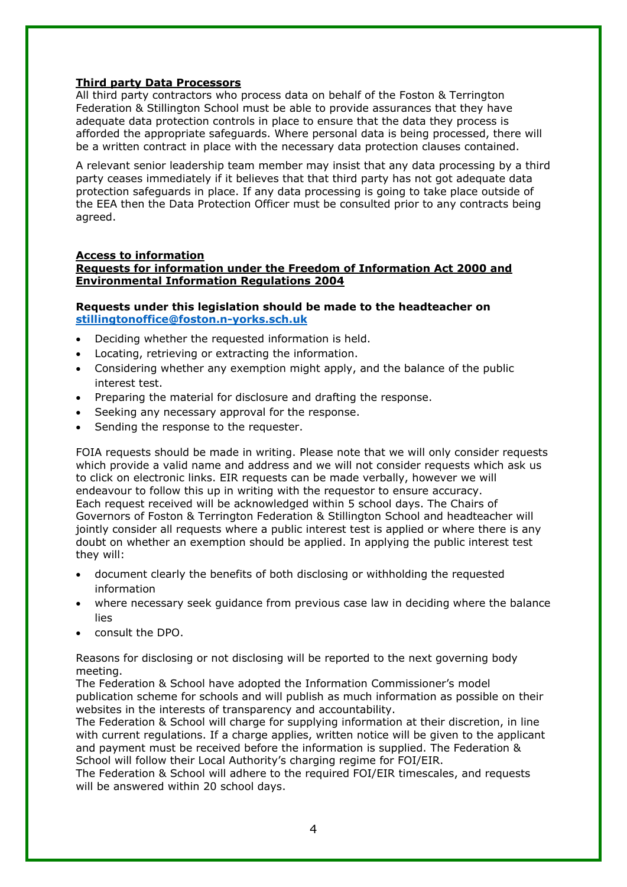**Third party Data Processors**

All third party contractors who process data on behalf of the Foston & Terrington Federation & Stillington School must be able to provide assurances that they have adequate data protection controls in place to ensure that the data they process is afforded the appropriate safeguards. Where personal data is being processed, there will be a written contract in place with the necessary data protection clauses contained.

A relevant senior leadership team member may insist that any data processing by a third party ceases immediately if it believes that that third party has not got adequate data protection safeguards in place. If any data processing is going to take place outside of the EEA then the Data Protection Officer must be consulted prior to any contracts being agreed.

**Access to information**

**Requests for information under the Freedom of Information Act 2000 and Environmental Information Regulations 2004**

**Requests under this legislation should be made to the headteacher on stillingtonoffice@foston.n-yorks.sch.uk**

- Deciding whether the requested information is held.
- Locating, retrieving or extracting the information.
- Considering whether any exemption might apply, and the balance of the public interest test.
- Preparing the material for disclosure and drafting the response.
- Seeking any necessary approval for the response.
- Sending the response to the requester.

FOIA requests should be made in writing. Please note that we will only consider requests which provide a valid name and address and we will not consider requests which ask us to click on electronic links. EIR requests can be made verbally, however we will endeavour to follow this up in writing with the requestor to ensure accuracy.
Each request received will be acknowledged within 5 school days. The Chairs of Governors of Foston & Terrington Federation & Stillington School and headteacher will jointly consider all requests where a public interest test is applied or where there is any doubt on whether an exemption should be applied. In applying the public interest test they will:

- document clearly the benefits of both disclosing or withholding the requested information
- where necessary seek guidance from previous case law in deciding where the balance lies
- consult the DPO.

Reasons for disclosing or not disclosing will be reported to the next governing body meeting.
The Federation & School have adopted the Information Commissioner's model publication scheme for schools and will publish as much information as possible on their websites in the interests of transparency and accountability.
The Federation & School will charge for supplying information at their discretion, in line with current regulations. If a charge applies, written notice will be given to the applicant and payment must be received before the information is supplied. The Federation & School will follow their Local Authority's charging regime for FOI/EIR.
The Federation & School will adhere to the required FOI/EIR timescales, and requests will be answered within 20 school days.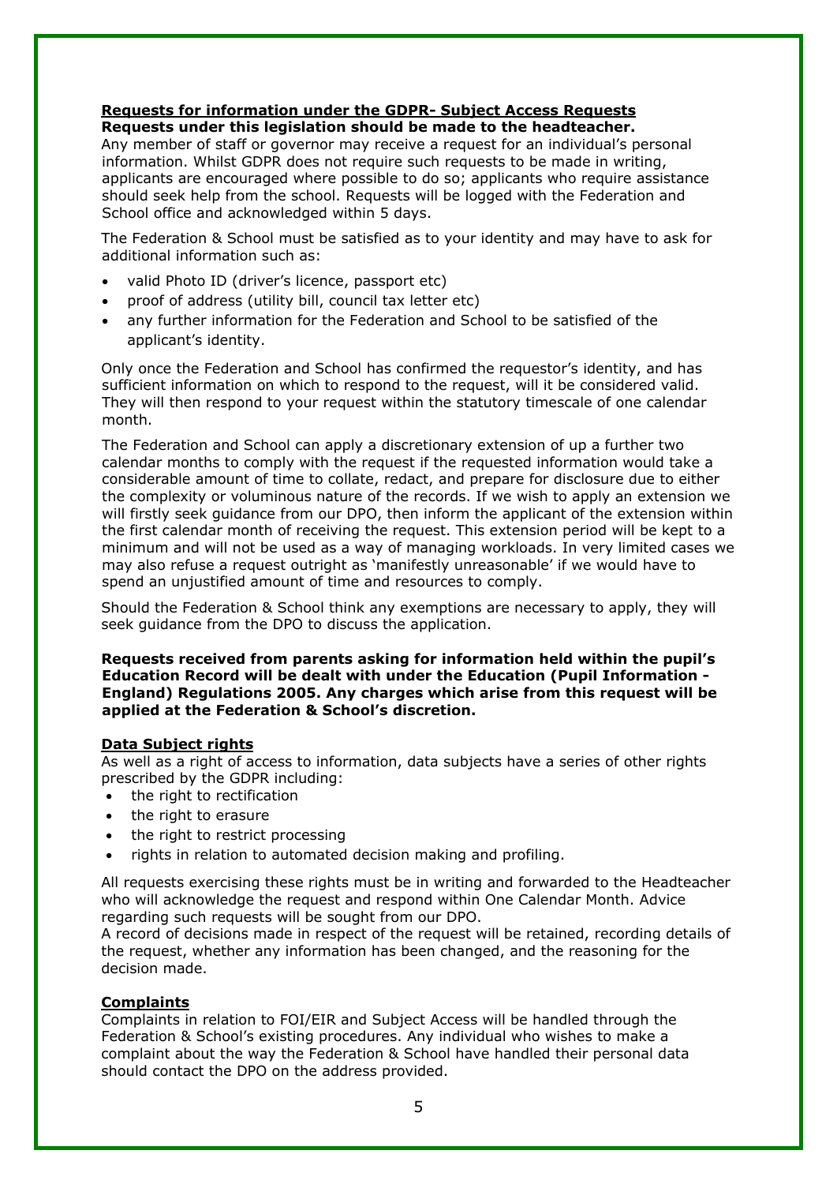### Requests for information under the GDPR- Subject Access Requests

**Requests under this legislation should be made to the headteacher.**

Any member of staff or governor may receive a request for an individual's personal information. Whilst GDPR does not require such requests to be made in writing, applicants are encouraged where possible to do so; applicants who require assistance should seek help from the school. Requests will be logged with the Federation and School office and acknowledged within 5 days.

The Federation & School must be satisfied as to your identity and may have to ask for additional information such as:

- valid Photo ID (driver's licence, passport etc)
- proof of address (utility bill, council tax letter etc)
- any further information for the Federation and School to be satisfied of the applicant's identity.

Only once the Federation and School has confirmed the requestor's identity, and has sufficient information on which to respond to the request, will it be considered valid. They will then respond to your request within the statutory timescale of one calendar month.

The Federation and School can apply a discretionary extension of up a further two calendar months to comply with the request if the requested information would take a considerable amount of time to collate, redact, and prepare for disclosure due to either the complexity or voluminous nature of the records. If we wish to apply an extension we will firstly seek guidance from our DPO, then inform the applicant of the extension within the first calendar month of receiving the request. This extension period will be kept to a minimum and will not be used as a way of managing workloads. In very limited cases we may also refuse a request outright as 'manifestly unreasonable' if we would have to spend an unjustified amount of time and resources to comply.

Should the Federation & School think any exemptions are necessary to apply, they will seek guidance from the DPO to discuss the application.

**Requests received from parents asking for information held within the pupil's Education Record will be dealt with under the Education (Pupil Information - England) Regulations 2005. Any charges which arise from this request will be applied at the Federation & School's discretion.**

### Data Subject rights

As well as a right of access to information, data subjects have a series of other rights prescribed by the GDPR including:

- the right to rectification
- the right to erasure
- the right to restrict processing
- rights in relation to automated decision making and profiling.

All requests exercising these rights must be in writing and forwarded to the Headteacher who will acknowledge the request and respond within One Calendar Month. Advice regarding such requests will be sought from our DPO.

A record of decisions made in respect of the request will be retained, recording details of the request, whether any information has been changed, and the reasoning for the decision made.

### Complaints

Complaints in relation to FOI/EIR and Subject Access will be handled through the Federation & School's existing procedures. Any individual who wishes to make a complaint about the way the Federation & School have handled their personal data should contact the DPO on the address provided.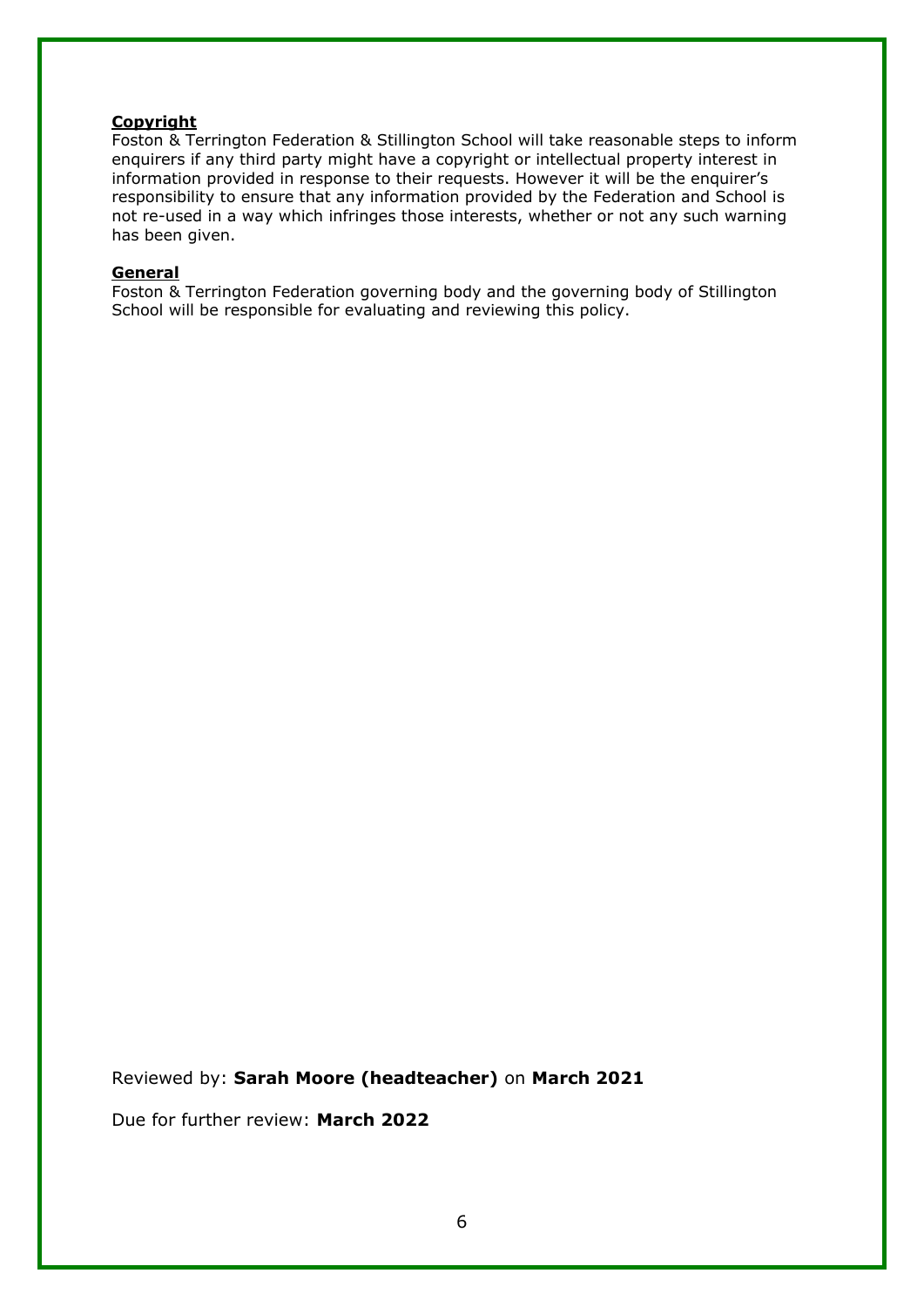**Copyright**

Foston & Terrington Federation & Stillington School will take reasonable steps to inform enquirers if any third party might have a copyright or intellectual property interest in information provided in response to their requests. However it will be the enquirer's responsibility to ensure that any information provided by the Federation and School is not re-used in a way which infringes those interests, whether or not any such warning has been given.

**General**

Foston & Terrington Federation governing body and the governing body of Stillington School will be responsible for evaluating and reviewing this policy.

Reviewed by: **Sarah Moore (headteacher)** on **March 2021**

Due for further review: **March 2022**